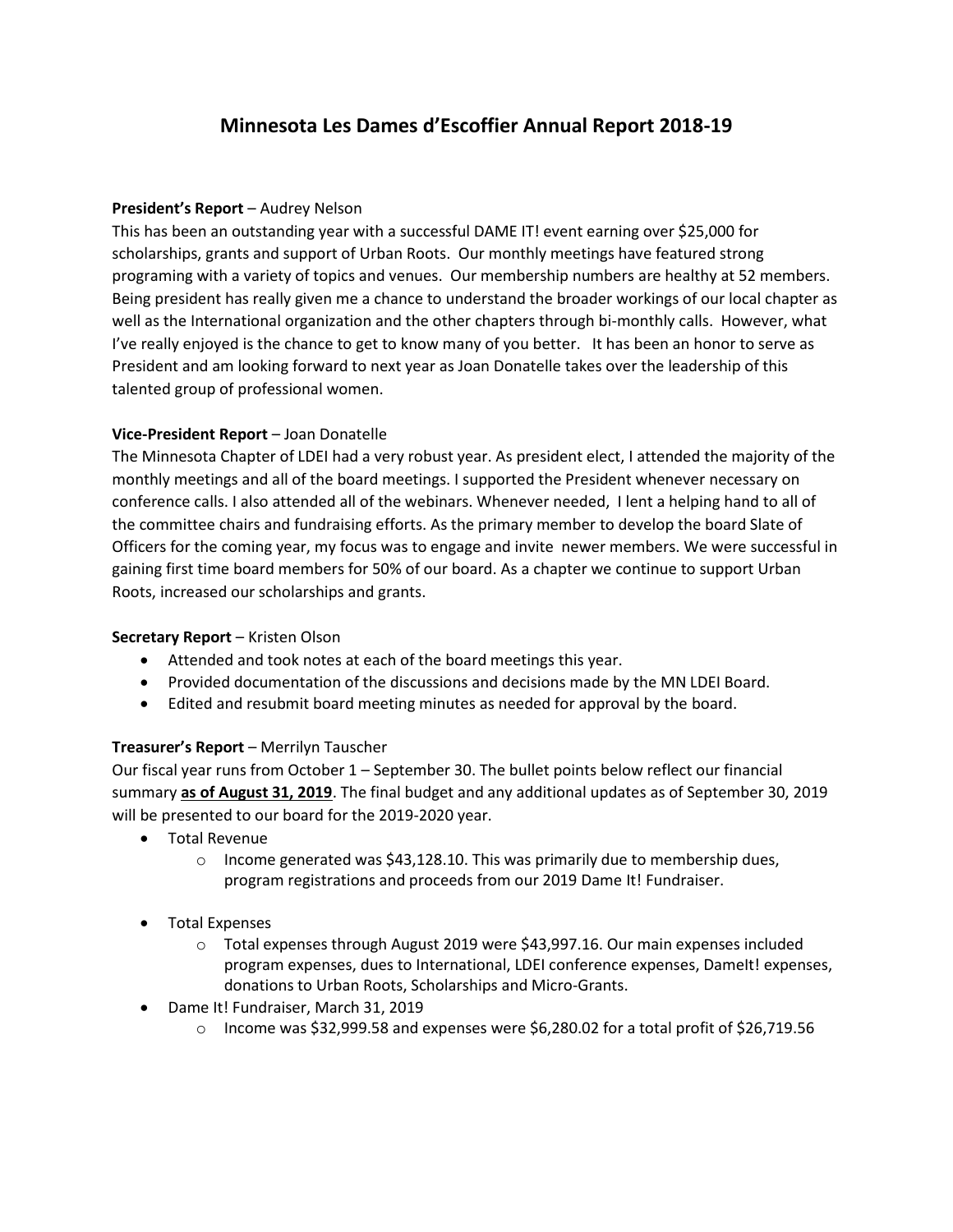# Minnesota Les Dames d'Escoffier Annual Report 2018-19

**President's Report** – Audrey Nelson

This has been an outstanding year with a successful DAME IT! event earning over $25,000 for scholarships, grants and support of Urban Roots. Our monthly meetings have featured strong programing with a variety of topics and venues. Our membership numbers are healthy at 52 members. Being president has really given me a chance to understand the broader workings of our local chapter as well as the International organization and the other chapters through bi-monthly calls. However, what I've really enjoyed is the chance to get to know many of you better. It has been an honor to serve as President and am looking forward to next year as Joan Donatelle takes over the leadership of this talented group of professional women.

**Vice-President Report** – Joan Donatelle

The Minnesota Chapter of LDEI had a very robust year. As president elect, I attended the majority of the monthly meetings and all of the board meetings. I supported the President whenever necessary on conference calls. I also attended all of the webinars. Whenever needed, I lent a helping hand to all of the committee chairs and fundraising efforts. As the primary member to develop the board Slate of Officers for the coming year, my focus was to engage and invite newer members. We were successful in gaining first time board members for 50% of our board. As a chapter we continue to support Urban Roots, increased our scholarships and grants.

**Secretary Report** – Kristen Olson

- Attended and took notes at each of the board meetings this year.
- Provided documentation of the discussions and decisions made by the MN LDEI Board.
- Edited and resubmit board meeting minutes as needed for approval by the board.

**Treasurer's Report** – Merrilyn Tauscher

Our fiscal year runs from October 1 – September 30. The bullet points below reflect our financial summary **<u>as of August 31, 2019</u>**. The final budget and any additional updates as of September 30, 2019 will be presented to our board for the 2019-2020 year.

- Total Revenue
  - Income generated was $43,128.10. This was primarily due to membership dues, program registrations and proceeds from our 2019 Dame It! Fundraiser.
- Total Expenses
  - Total expenses through August 2019 were $43,997.16. Our main expenses included program expenses, dues to International, LDEI conference expenses, DameIt! expenses, donations to Urban Roots, Scholarships and Micro-Grants.
- Dame It! Fundraiser, March 31, 2019
  - Income was $32,999.58 and expenses were $6,280.02 for a total profit of $26,719.56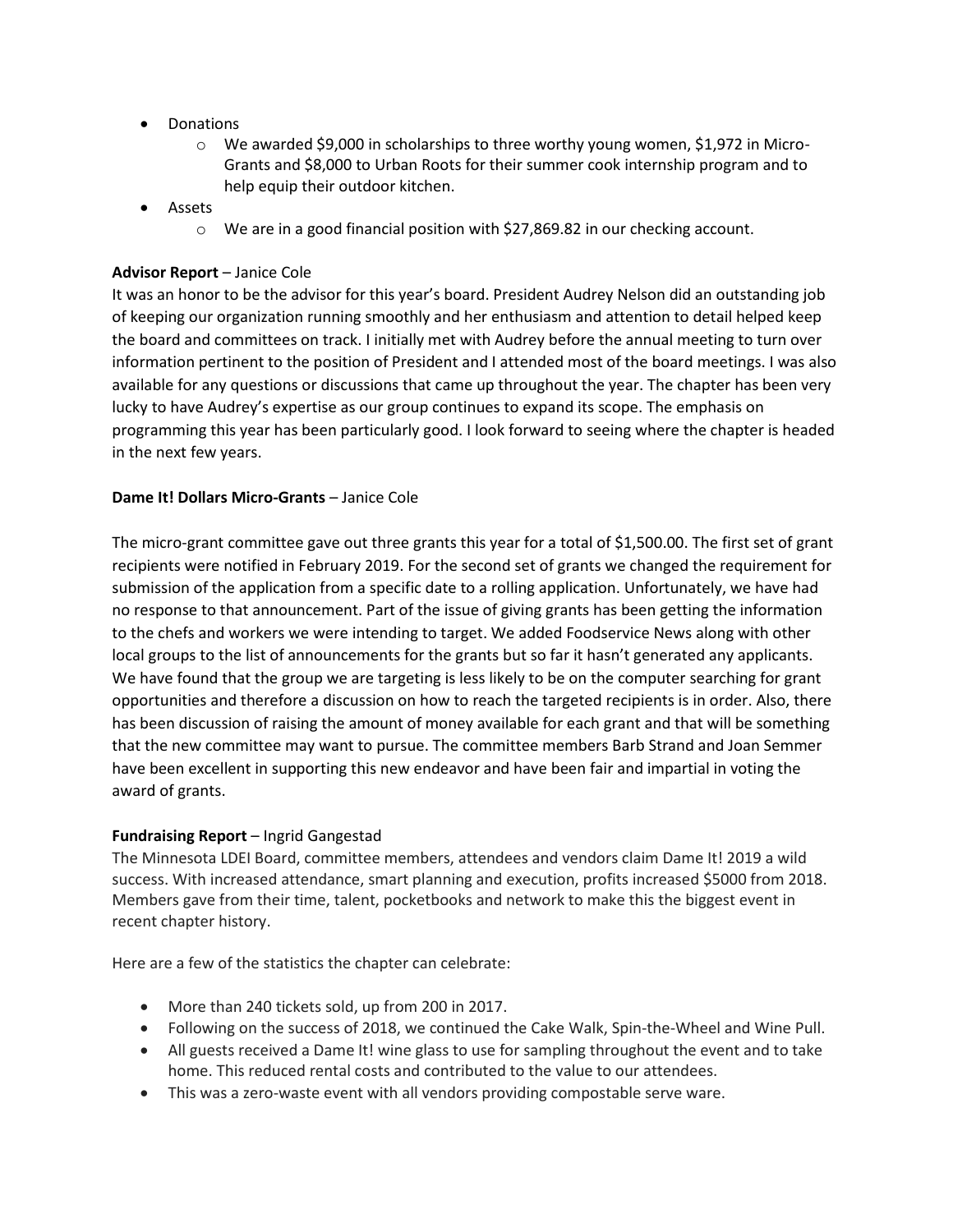- Donations
  - We awarded $9,000 in scholarships to three worthy young women, $1,972 in Micro-Grants and $8,000 to Urban Roots for their summer cook internship program and to help equip their outdoor kitchen.
- Assets
  - We are in a good financial position with $27,869.82 in our checking account.

**Advisor Report** – Janice Cole

It was an honor to be the advisor for this year's board. President Audrey Nelson did an outstanding job of keeping our organization running smoothly and her enthusiasm and attention to detail helped keep the board and committees on track. I initially met with Audrey before the annual meeting to turn over information pertinent to the position of President and I attended most of the board meetings. I was also available for any questions or discussions that came up throughout the year. The chapter has been very lucky to have Audrey's expertise as our group continues to expand its scope. The emphasis on programming this year has been particularly good. I look forward to seeing where the chapter is headed in the next few years.

**Dame It! Dollars Micro-Grants** – Janice Cole

The micro-grant committee gave out three grants this year for a total of $1,500.00. The first set of grant recipients were notified in February 2019. For the second set of grants we changed the requirement for submission of the application from a specific date to a rolling application. Unfortunately, we have had no response to that announcement. Part of the issue of giving grants has been getting the information to the chefs and workers we were intending to target. We added Foodservice News along with other local groups to the list of announcements for the grants but so far it hasn't generated any applicants. We have found that the group we are targeting is less likely to be on the computer searching for grant opportunities and therefore a discussion on how to reach the targeted recipients is in order. Also, there has been discussion of raising the amount of money available for each grant and that will be something that the new committee may want to pursue. The committee members Barb Strand and Joan Semmer have been excellent in supporting this new endeavor and have been fair and impartial in voting the award of grants.

**Fundraising Report** – Ingrid Gangestad

The Minnesota LDEI Board, committee members, attendees and vendors claim Dame It! 2019 a wild success. With increased attendance, smart planning and execution, profits increased $5000 from 2018. Members gave from their time, talent, pocketbooks and network to make this the biggest event in recent chapter history.

Here are a few of the statistics the chapter can celebrate:

- More than 240 tickets sold, up from 200 in 2017.
- Following on the success of 2018, we continued the Cake Walk, Spin-the-Wheel and Wine Pull.
- All guests received a Dame It! wine glass to use for sampling throughout the event and to take home. This reduced rental costs and contributed to the value to our attendees.
- This was a zero-waste event with all vendors providing compostable serve ware.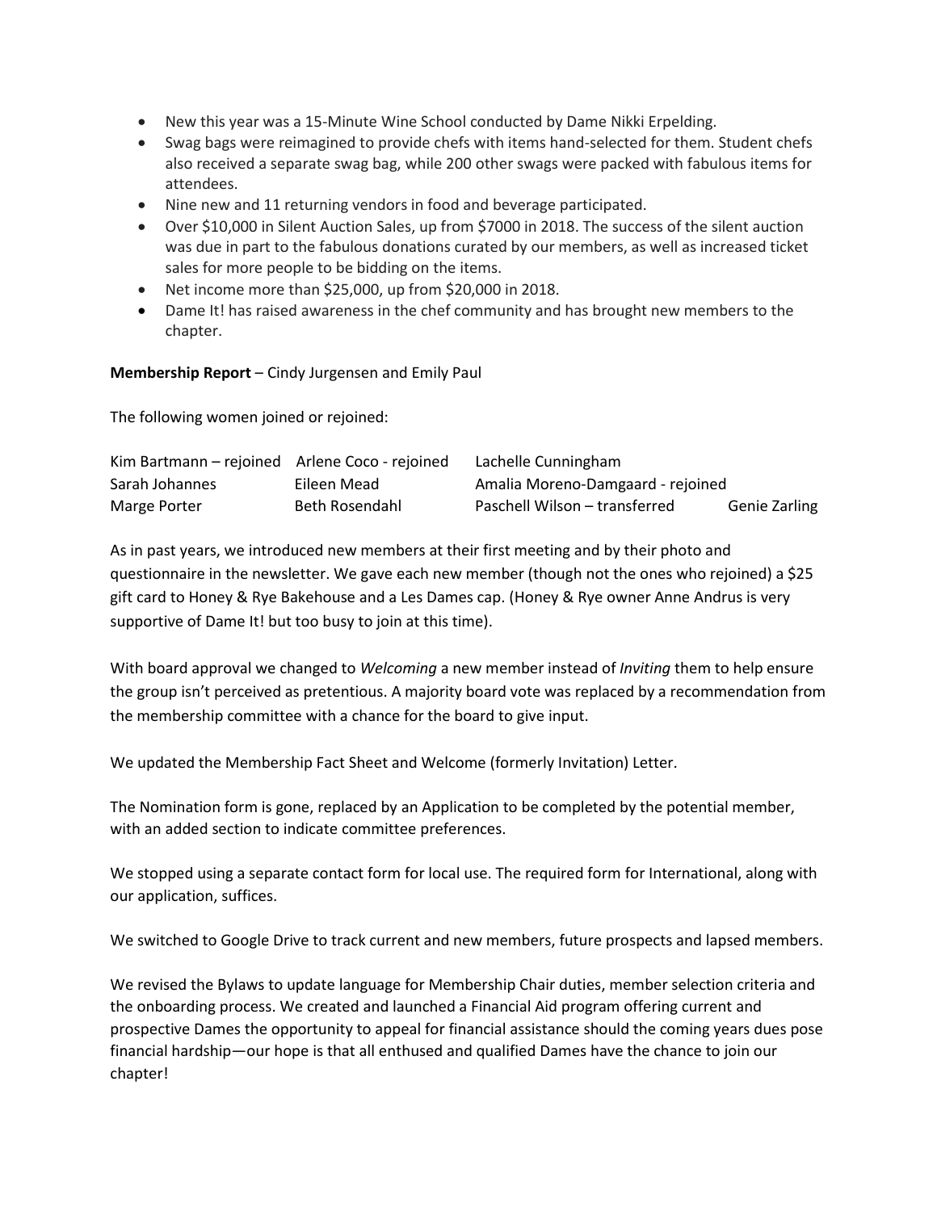- New this year was a 15-Minute Wine School conducted by Dame Nikki Erpelding.
- Swag bags were reimagined to provide chefs with items hand-selected for them. Student chefs also received a separate swag bag, while 200 other swags were packed with fabulous items for attendees.
- Nine new and 11 returning vendors in food and beverage participated.
- Over $10,000 in Silent Auction Sales, up from $7000 in 2018. The success of the silent auction was due in part to the fabulous donations curated by our members, as well as increased ticket sales for more people to be bidding on the items.
- Net income more than $25,000, up from $20,000 in 2018.
- Dame It! has raised awareness in the chef community and has brought new members to the chapter.

**Membership Report** – Cindy Jurgensen and Emily Paul

The following women joined or rejoined:

| | | | |
|---|---|---|---|
| Kim Bartmann – rejoined | Arlene Coco - rejoined | Lachelle Cunningham | |
| Sarah Johannes | Eileen Mead | Amalia Moreno-Damgaard - rejoined | |
| Marge Porter | Beth Rosendahl | Paschell Wilson – transferred | Genie Zarling |

As in past years, we introduced new members at their first meeting and by their photo and questionnaire in the newsletter. We gave each new member (though not the ones who rejoined) a $25 gift card to Honey & Rye Bakehouse and a Les Dames cap. (Honey & Rye owner Anne Andrus is very supportive of Dame It! but too busy to join at this time).

With board approval we changed to *Welcoming* a new member instead of *Inviting* them to help ensure the group isn't perceived as pretentious. A majority board vote was replaced by a recommendation from the membership committee with a chance for the board to give input.

We updated the Membership Fact Sheet and Welcome (formerly Invitation) Letter.

The Nomination form is gone, replaced by an Application to be completed by the potential member, with an added section to indicate committee preferences.

We stopped using a separate contact form for local use. The required form for International, along with our application, suffices.

We switched to Google Drive to track current and new members, future prospects and lapsed members.

We revised the Bylaws to update language for Membership Chair duties, member selection criteria and the onboarding process. We created and launched a Financial Aid program offering current and prospective Dames the opportunity to appeal for financial assistance should the coming years dues pose financial hardship—our hope is that all enthused and qualified Dames have the chance to join our chapter!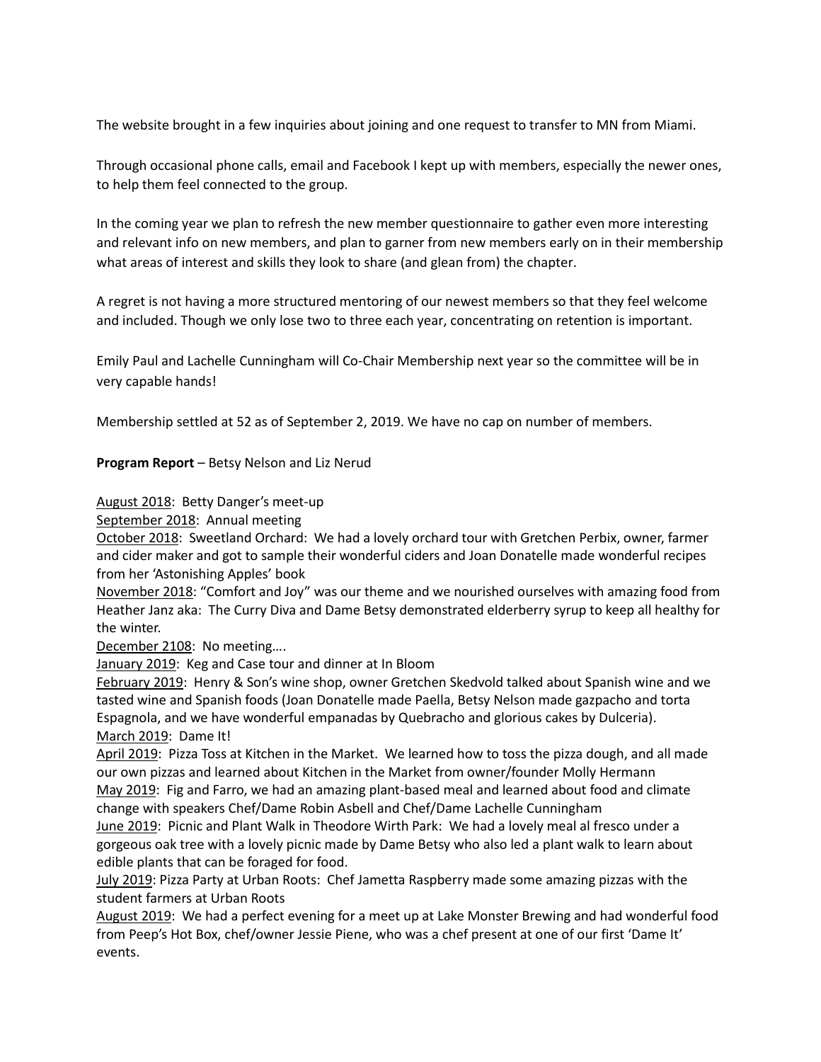The website brought in a few inquiries about joining and one request to transfer to MN from Miami.

Through occasional phone calls, email and Facebook I kept up with members, especially the newer ones, to help them feel connected to the group.

In the coming year we plan to refresh the new member questionnaire to gather even more interesting and relevant info on new members, and plan to garner from new members early on in their membership what areas of interest and skills they look to share (and glean from) the chapter.

A regret is not having a more structured mentoring of our newest members so that they feel welcome and included. Though we only lose two to three each year, concentrating on retention is important.

Emily Paul and Lachelle Cunningham will Co-Chair Membership next year so the committee will be in very capable hands!

Membership settled at 52 as of September 2, 2019. We have no cap on number of members.

**Program Report** – Betsy Nelson and Liz Nerud

<u>August 2018</u>: Betty Danger's meet-up
<u>September 2018</u>: Annual meeting
<u>October 2018</u>: Sweetland Orchard: We had a lovely orchard tour with Gretchen Perbix, owner, farmer and cider maker and got to sample their wonderful ciders and Joan Donatelle made wonderful recipes from her 'Astonishing Apples' book
<u>November 2018</u>: "Comfort and Joy" was our theme and we nourished ourselves with amazing food from Heather Janz aka: The Curry Diva and Dame Betsy demonstrated elderberry syrup to keep all healthy for the winter.
<u>December 2108</u>: No meeting….
<u>January 2019</u>: Keg and Case tour and dinner at In Bloom
<u>February 2019</u>: Henry & Son's wine shop, owner Gretchen Skedvold talked about Spanish wine and we tasted wine and Spanish foods (Joan Donatelle made Paella, Betsy Nelson made gazpacho and torta Espagnola, and we have wonderful empanadas by Quebracho and glorious cakes by Dulceria).
<u>March 2019</u>: Dame It!
<u>April 2019</u>: Pizza Toss at Kitchen in the Market. We learned how to toss the pizza dough, and all made our own pizzas and learned about Kitchen in the Market from owner/founder Molly Hermann
<u>May 2019</u>: Fig and Farro, we had an amazing plant-based meal and learned about food and climate change with speakers Chef/Dame Robin Asbell and Chef/Dame Lachelle Cunningham
<u>June 2019</u>: Picnic and Plant Walk in Theodore Wirth Park: We had a lovely meal al fresco under a gorgeous oak tree with a lovely picnic made by Dame Betsy who also led a plant walk to learn about edible plants that can be foraged for food.
<u>July 2019</u>: Pizza Party at Urban Roots: Chef Jametta Raspberry made some amazing pizzas with the student farmers at Urban Roots
<u>August 2019</u>: We had a perfect evening for a meet up at Lake Monster Brewing and had wonderful food from Peep's Hot Box, chef/owner Jessie Piene, who was a chef present at one of our first 'Dame It' events.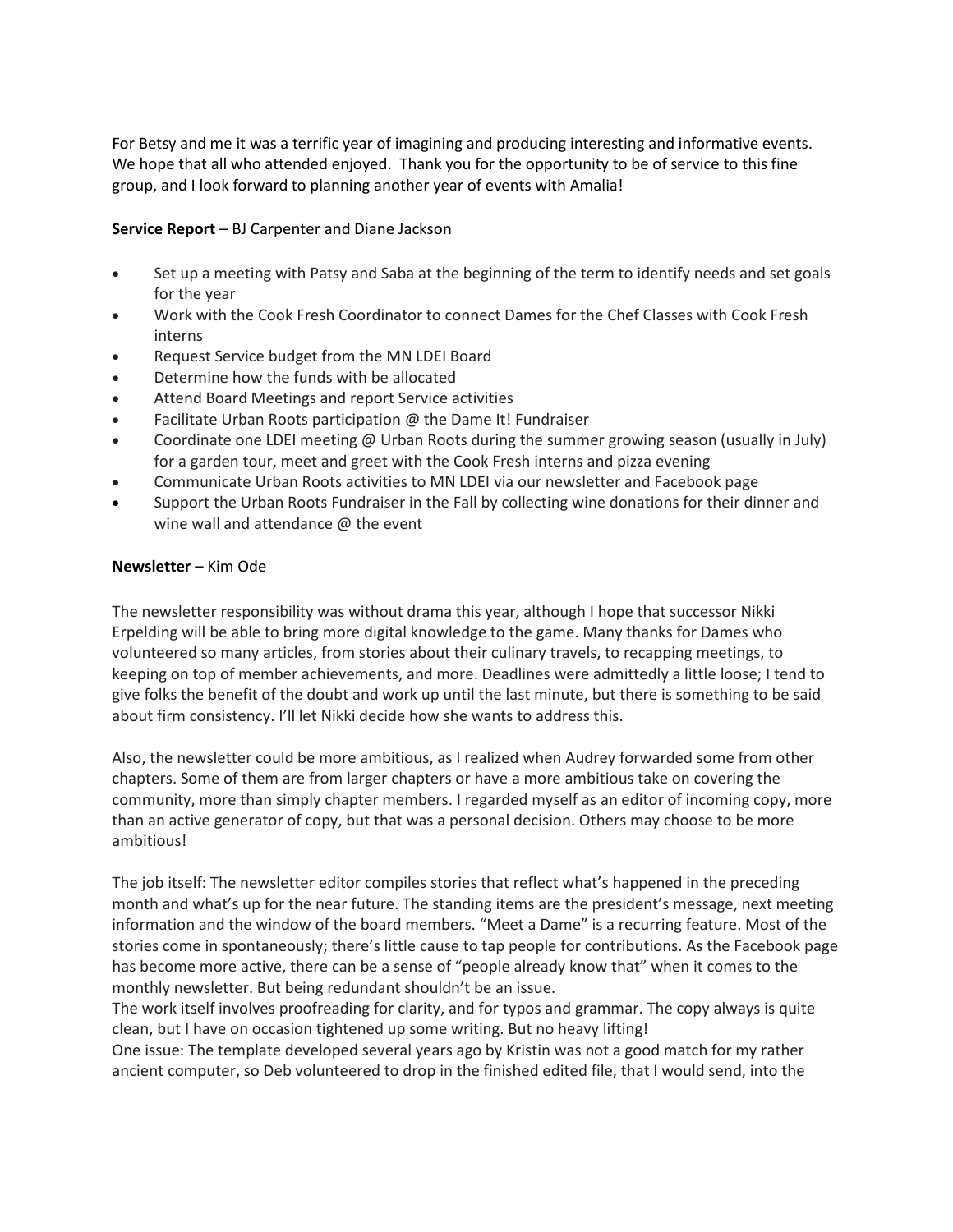For Betsy and me it was a terrific year of imagining and producing interesting and informative events. We hope that all who attended enjoyed. Thank you for the opportunity to be of service to this fine group, and I look forward to planning another year of events with Amalia!

**Service Report** – BJ Carpenter and Diane Jackson

- Set up a meeting with Patsy and Saba at the beginning of the term to identify needs and set goals for the year
- Work with the Cook Fresh Coordinator to connect Dames for the Chef Classes with Cook Fresh interns
- Request Service budget from the MN LDEI Board
- Determine how the funds with be allocated
- Attend Board Meetings and report Service activities
- Facilitate Urban Roots participation @ the Dame It! Fundraiser
- Coordinate one LDEI meeting @ Urban Roots during the summer growing season (usually in July) for a garden tour, meet and greet with the Cook Fresh interns and pizza evening
- Communicate Urban Roots activities to MN LDEI via our newsletter and Facebook page
- Support the Urban Roots Fundraiser in the Fall by collecting wine donations for their dinner and wine wall and attendance @ the event

**Newsletter** – Kim Ode

The newsletter responsibility was without drama this year, although I hope that successor Nikki Erpelding will be able to bring more digital knowledge to the game. Many thanks for Dames who volunteered so many articles, from stories about their culinary travels, to recapping meetings, to keeping on top of member achievements, and more. Deadlines were admittedly a little loose; I tend to give folks the benefit of the doubt and work up until the last minute, but there is something to be said about firm consistency. I'll let Nikki decide how she wants to address this.

Also, the newsletter could be more ambitious, as I realized when Audrey forwarded some from other chapters. Some of them are from larger chapters or have a more ambitious take on covering the community, more than simply chapter members. I regarded myself as an editor of incoming copy, more than an active generator of copy, but that was a personal decision. Others may choose to be more ambitious!

The job itself: The newsletter editor compiles stories that reflect what's happened in the preceding month and what's up for the near future. The standing items are the president's message, next meeting information and the window of the board members. "Meet a Dame" is a recurring feature. Most of the stories come in spontaneously; there's little cause to tap people for contributions. As the Facebook page has become more active, there can be a sense of "people already know that" when it comes to the monthly newsletter. But being redundant shouldn't be an issue.

The work itself involves proofreading for clarity, and for typos and grammar. The copy always is quite clean, but I have on occasion tightened up some writing. But no heavy lifting!

One issue: The template developed several years ago by Kristin was not a good match for my rather ancient computer, so Deb volunteered to drop in the finished edited file, that I would send, into the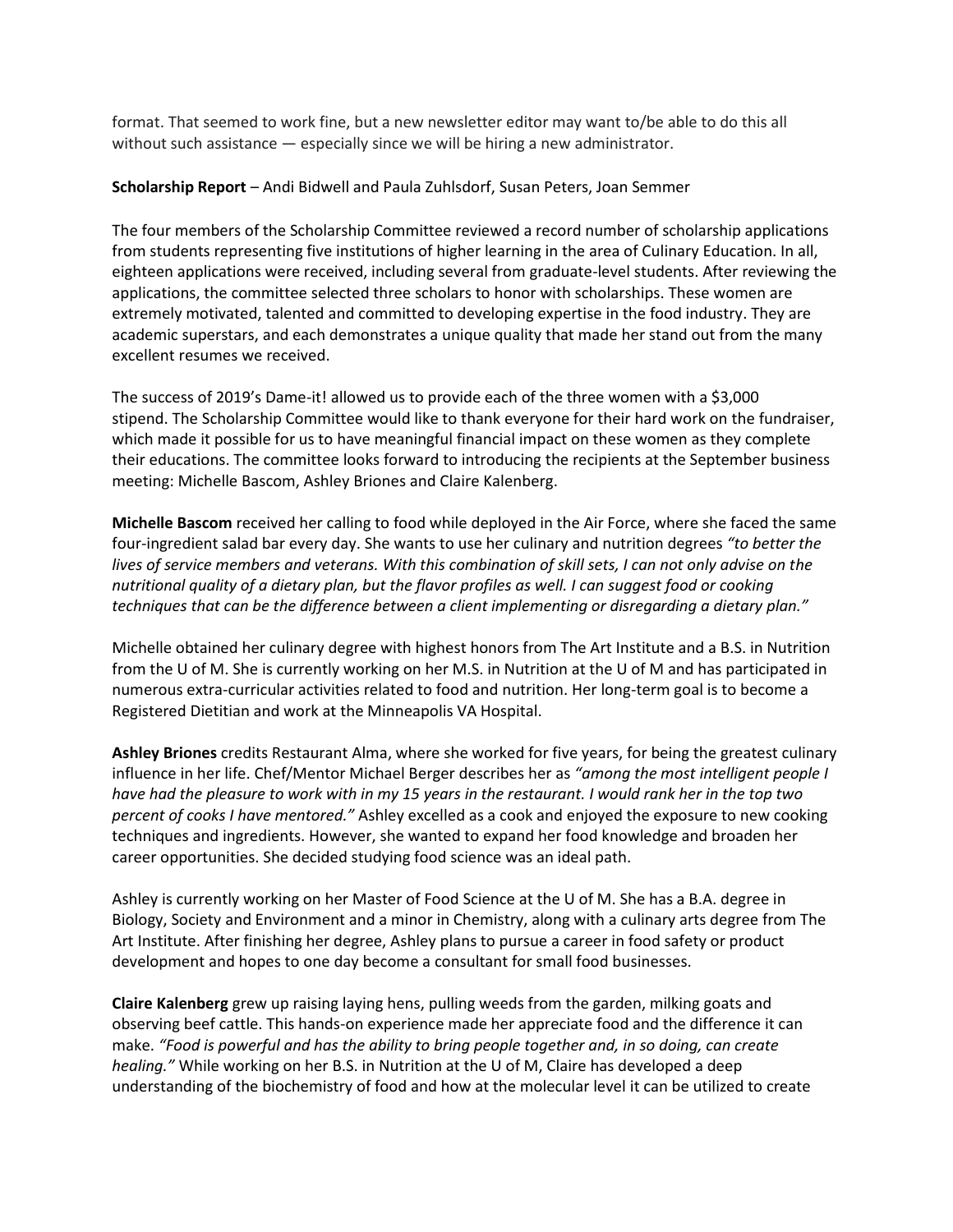format. That seemed to work fine, but a new newsletter editor may want to/be able to do this all without such assistance — especially since we will be hiring a new administrator.

**Scholarship Report** – Andi Bidwell and Paula Zuhlsdorf, Susan Peters, Joan Semmer

The four members of the Scholarship Committee reviewed a record number of scholarship applications from students representing five institutions of higher learning in the area of Culinary Education. In all, eighteen applications were received, including several from graduate-level students. After reviewing the applications, the committee selected three scholars to honor with scholarships. These women are extremely motivated, talented and committed to developing expertise in the food industry. They are academic superstars, and each demonstrates a unique quality that made her stand out from the many excellent resumes we received.

The success of 2019's Dame-it! allowed us to provide each of the three women with a $3,000 stipend. The Scholarship Committee would like to thank everyone for their hard work on the fundraiser, which made it possible for us to have meaningful financial impact on these women as they complete their educations. The committee looks forward to introducing the recipients at the September business meeting: Michelle Bascom, Ashley Briones and Claire Kalenberg.

**Michelle Bascom** received her calling to food while deployed in the Air Force, where she faced the same four-ingredient salad bar every day. She wants to use her culinary and nutrition degrees *"to better the lives of service members and veterans. With this combination of skill sets, I can not only advise on the nutritional quality of a dietary plan, but the flavor profiles as well. I can suggest food or cooking techniques that can be the difference between a client implementing or disregarding a dietary plan."*

Michelle obtained her culinary degree with highest honors from The Art Institute and a B.S. in Nutrition from the U of M. She is currently working on her M.S. in Nutrition at the U of M and has participated in numerous extra-curricular activities related to food and nutrition. Her long-term goal is to become a Registered Dietitian and work at the Minneapolis VA Hospital.

**Ashley Briones** credits Restaurant Alma, where she worked for five years, for being the greatest culinary influence in her life. Chef/Mentor Michael Berger describes her as *"among the most intelligent people I have had the pleasure to work with in my 15 years in the restaurant. I would rank her in the top two percent of cooks I have mentored."* Ashley excelled as a cook and enjoyed the exposure to new cooking techniques and ingredients. However, she wanted to expand her food knowledge and broaden her career opportunities. She decided studying food science was an ideal path.

Ashley is currently working on her Master of Food Science at the U of M. She has a B.A. degree in Biology, Society and Environment and a minor in Chemistry, along with a culinary arts degree from The Art Institute. After finishing her degree, Ashley plans to pursue a career in food safety or product development and hopes to one day become a consultant for small food businesses.

**Claire Kalenberg** grew up raising laying hens, pulling weeds from the garden, milking goats and observing beef cattle. This hands-on experience made her appreciate food and the difference it can make. *"Food is powerful and has the ability to bring people together and, in so doing, can create healing."* While working on her B.S. in Nutrition at the U of M, Claire has developed a deep understanding of the biochemistry of food and how at the molecular level it can be utilized to create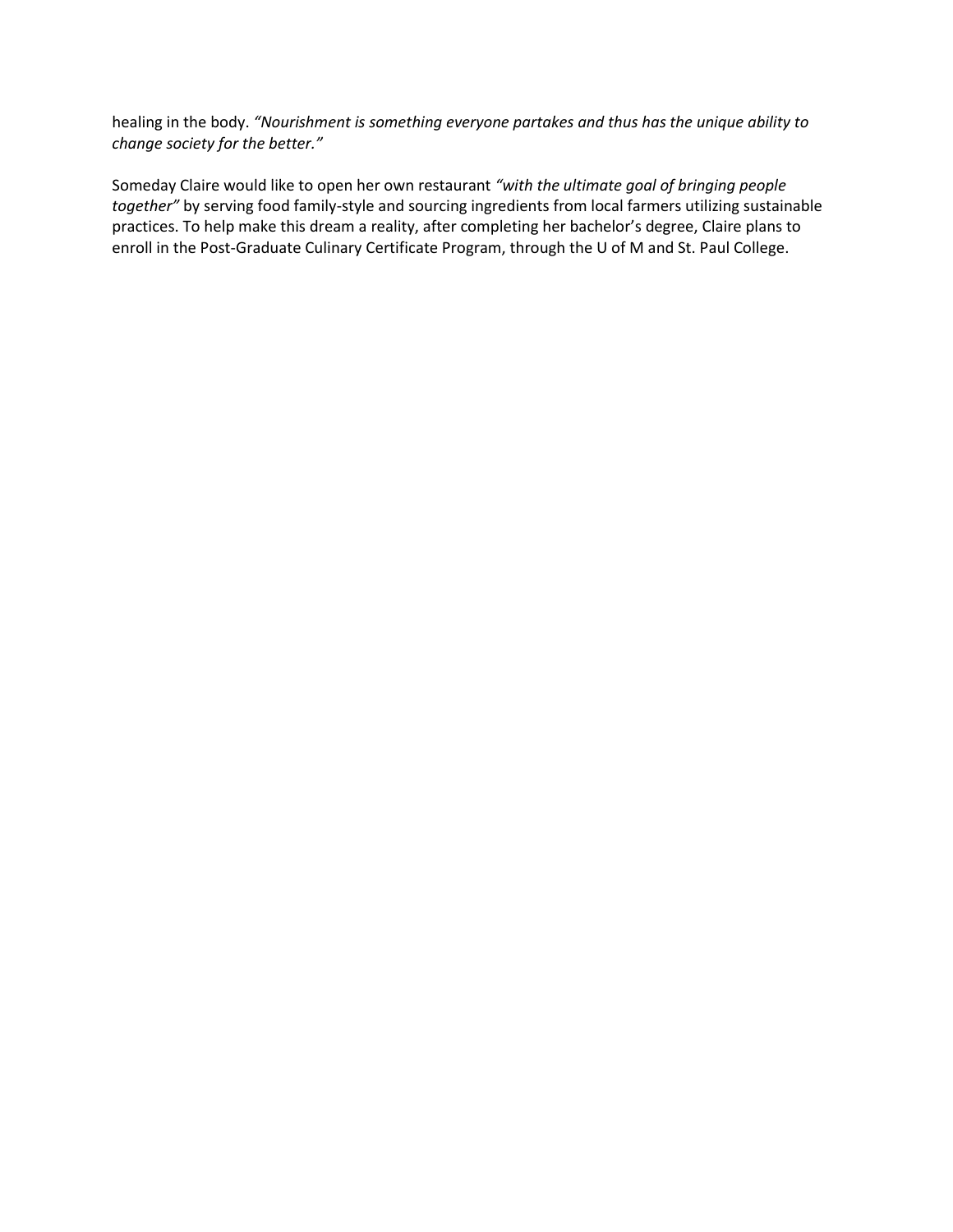healing in the body. *"Nourishment is something everyone partakes and thus has the unique ability to change society for the better."*

Someday Claire would like to open her own restaurant *"with the ultimate goal of bringing people together"* by serving food family-style and sourcing ingredients from local farmers utilizing sustainable practices. To help make this dream a reality, after completing her bachelor's degree, Claire plans to enroll in the Post-Graduate Culinary Certificate Program, through the U of M and St. Paul College.